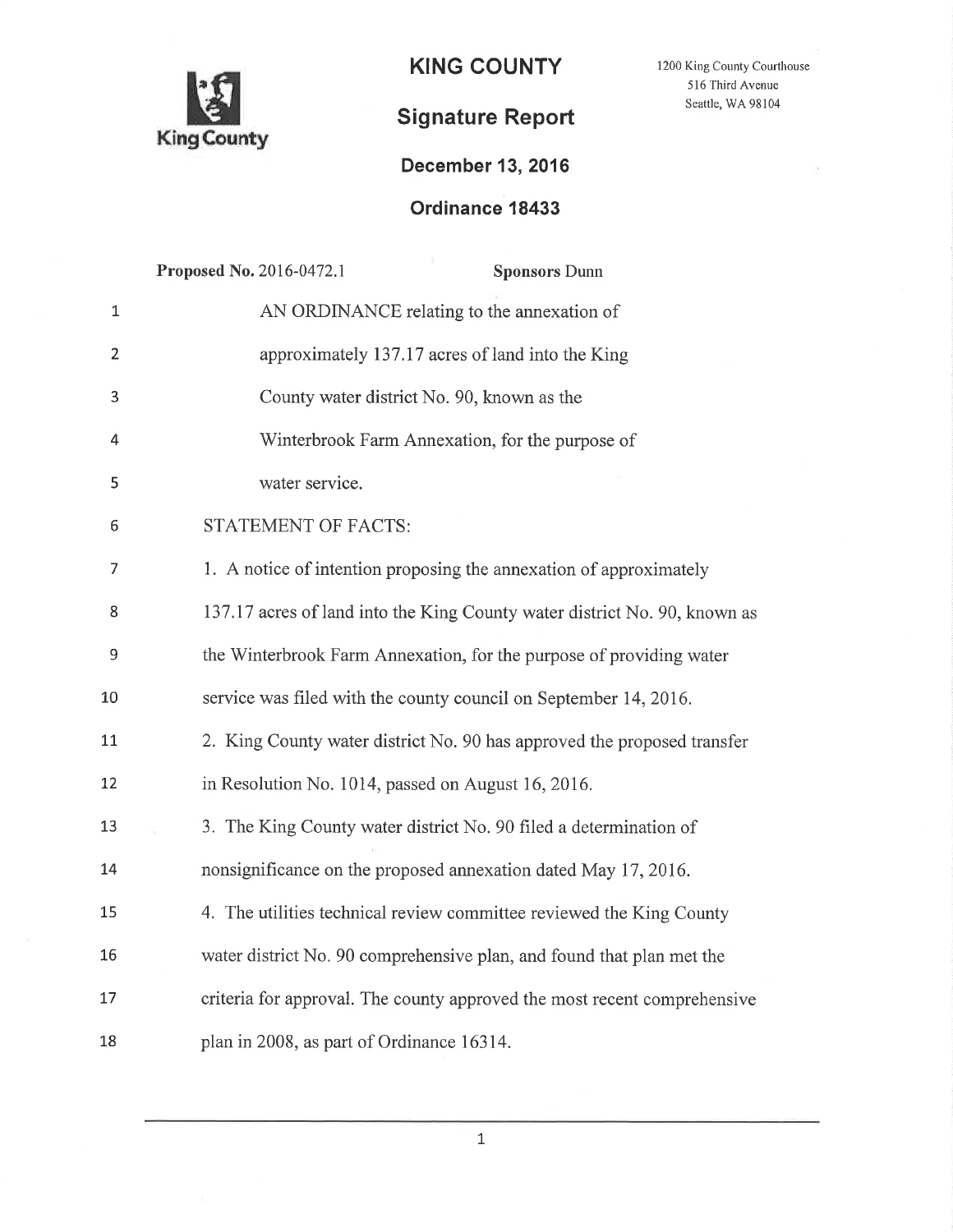**KING COUNTY**

1200 King County Courthouse
516 Third Avenue
Seattle, WA 98104

King County

# Signature Report

**December 13, 2016**

**Ordinance 18433**

**Proposed No.** 2016-0472.1 **Sponsors** Dunn

1 AN ORDINANCE relating to the annexation of
2 approximately 137.17 acres of land into the King
3 County water district No. 90, known as the
4 Winterbrook Farm Annexation, for the purpose of
5 water service.
6 STATEMENT OF FACTS:
7 1. A notice of intention proposing the annexation of approximately
8 137.17 acres of land into the King County water district No. 90, known as
9 the Winterbrook Farm Annexation, for the purpose of providing water
10 service was filed with the county council on September 14, 2016.
11 2. King County water district No. 90 has approved the proposed transfer
12 in Resolution No. 1014, passed on August 16, 2016.
13 3. The King County water district No. 90 filed a determination of
14 nonsignificance on the proposed annexation dated May 17, 2016.
15 4. The utilities technical review committee reviewed the King County
16 water district No. 90 comprehensive plan, and found that plan met the
17 criteria for approval. The county approved the most recent comprehensive
18 plan in 2008, as part of Ordinance 16314.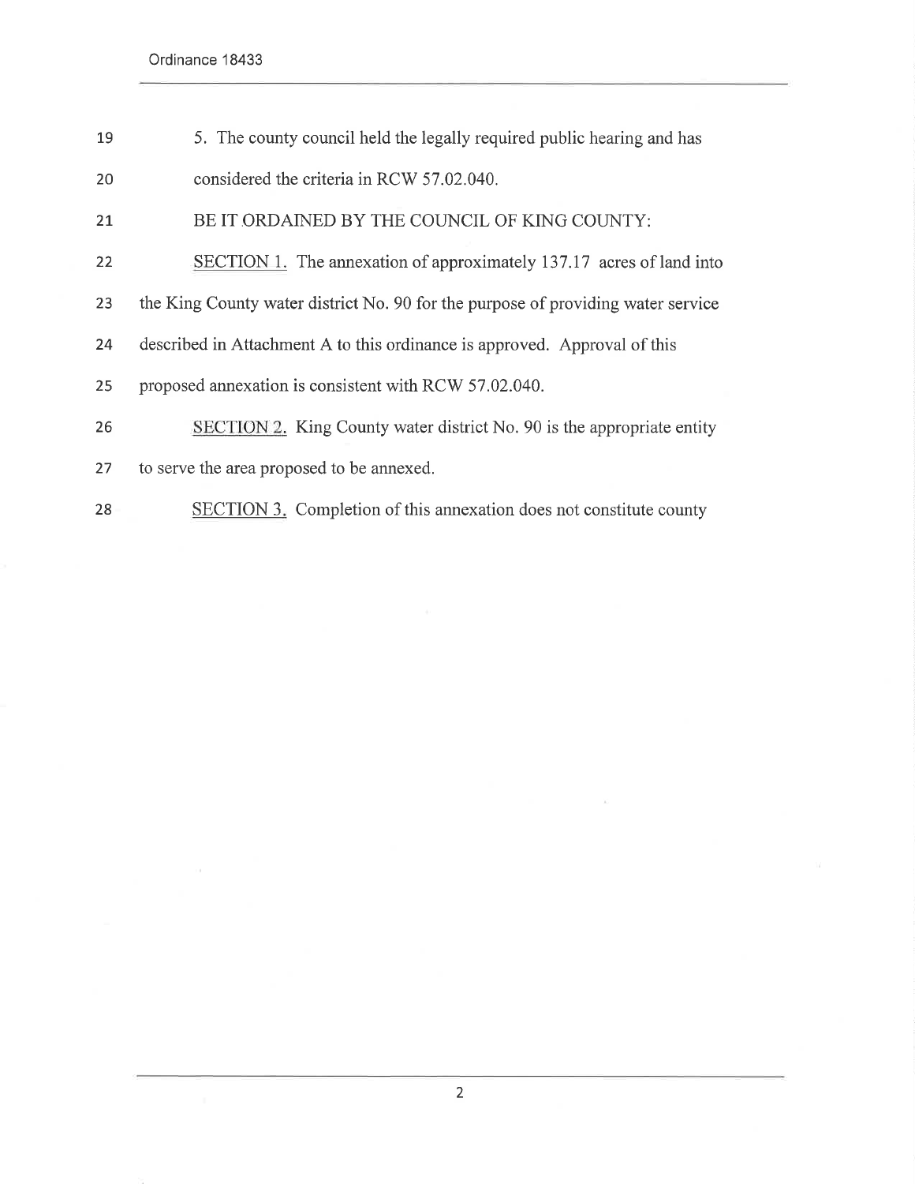5. The county council held the legally required public hearing and has considered the criteria in RCW 57.02.040.

BE IT ORDAINED BY THE COUNCIL OF KING COUNTY:

SECTION 1. The annexation of approximately 137.17 acres of land into the King County water district No. 90 for the purpose of providing water service described in Attachment A to this ordinance is approved. Approval of this proposed annexation is consistent with RCW 57.02.040.

SECTION 2. King County water district No. 90 is the appropriate entity to serve the area proposed to be annexed.

SECTION 3. Completion of this annexation does not constitute county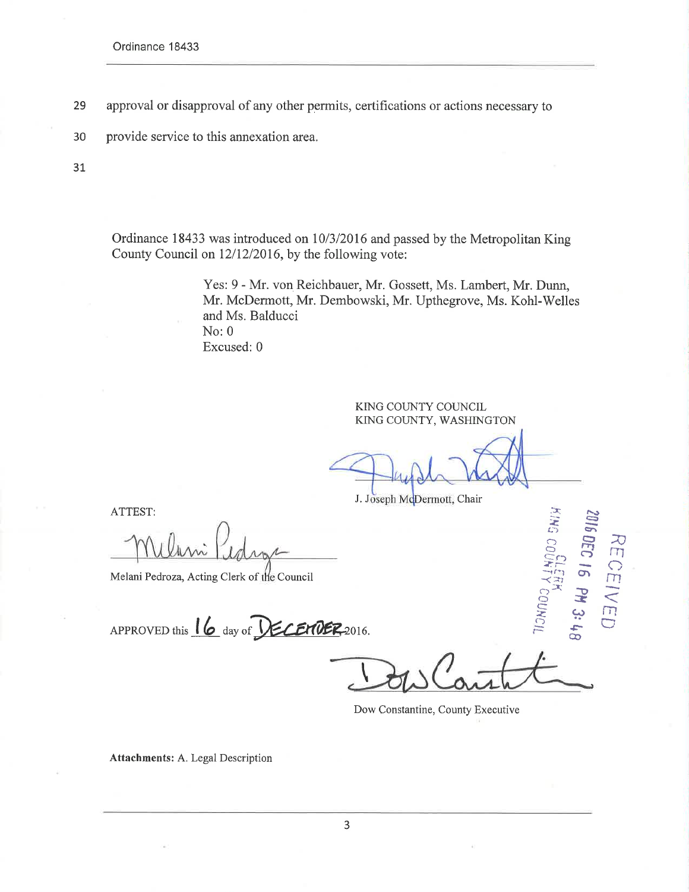29 approval or disapproval of any other permits, certifications or actions necessary to

30 provide service to this annexation area.

31

Ordinance 18433 was introduced on 10/3/2016 and passed by the Metropolitan King County Council on 12/12/2016, by the following vote:

Yes: 9 - Mr. von Reichbauer, Mr. Gossett, Ms. Lambert, Mr. Dunn, Mr. McDermott, Mr. Dembowski, Mr. Upthegrove, Ms. Kohl-Welles and Ms. Balducci
No: 0
Excused: 0

KING COUNTY COUNCIL
KING COUNTY, WASHINGTON

J. Joseph McDermott, Chair

ATTEST:

Melani Pedroza, Acting Clerk of the Council

RECEIVED
2016 DEC 16 PM 3:48
CLERK
KING COUNTY COUNCIL

APPROVED this 16 day of DECEMBER 2016.

Dow Constantine, County Executive

**Attachments:** A. Legal Description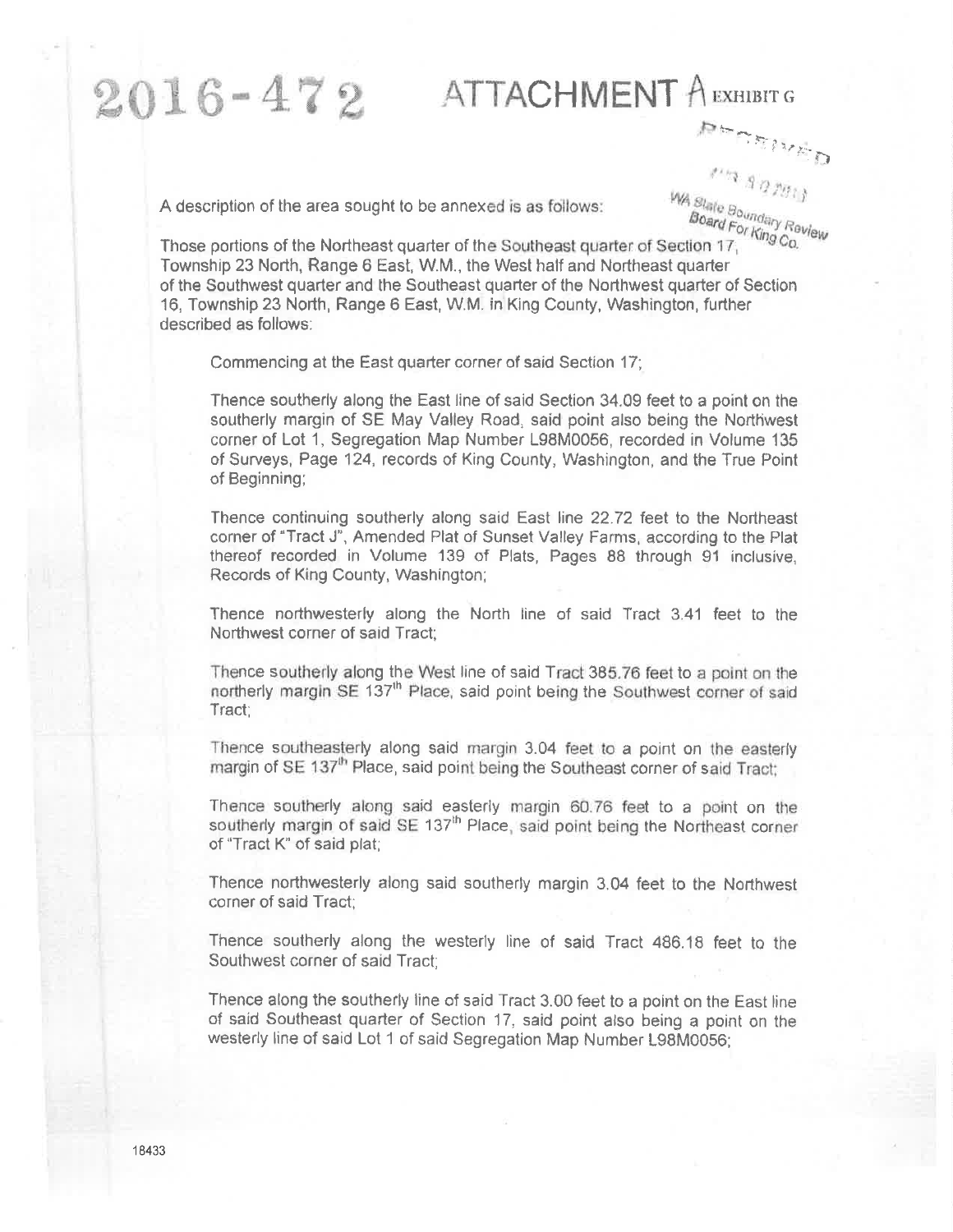# 2016-472 ATTACHMENT A EXHIBIT G

RECEIVED

WA State Boundary Review Board For King Co.

A description of the area sought to be annexed is as follows:

Those portions of the Northeast quarter of the Southeast quarter of Section 17, Township 23 North, Range 6 East, W.M., the West half and Northeast quarter of the Southwest quarter and the Southeast quarter of the Northwest quarter of Section 16, Township 23 North, Range 6 East, W.M. in King County, Washington, further described as follows:

Commencing at the East quarter corner of said Section 17;

Thence southerly along the East line of said Section 34.09 feet to a point on the southerly margin of SE May Valley Road, said point also being the Northwest corner of Lot 1, Segregation Map Number L98M0056, recorded in Volume 135 of Surveys, Page 124, records of King County, Washington, and the True Point of Beginning;

Thence continuing southerly along said East line 22.72 feet to the Northeast corner of "Tract J", Amended Plat of Sunset Valley Farms, according to the Plat thereof recorded in Volume 139 of Plats, Pages 88 through 91 inclusive, Records of King County, Washington;

Thence northwesterly along the North line of said Tract 3.41 feet to the Northwest corner of said Tract;

Thence southerly along the West line of said Tract 385.76 feet to a point on the northerly margin SE 137th Place, said point being the Southwest corner of said Tract;

Thence southeasterly along said margin 3.04 feet to a point on the easterly margin of SE 137th Place, said point being the Southeast corner of said Tract;

Thence southerly along said easterly margin 60.76 feet to a point on the southerly margin of said SE 137th Place, said point being the Northeast corner of "Tract K" of said plat;

Thence northwesterly along said southerly margin 3.04 feet to the Northwest corner of said Tract;

Thence southerly along the westerly line of said Tract 486.18 feet to the Southwest corner of said Tract;

Thence along the southerly line of said Tract 3.00 feet to a point on the East line of said Southeast quarter of Section 17, said point also being a point on the westerly line of said Lot 1 of said Segregation Map Number L98M0056;

18433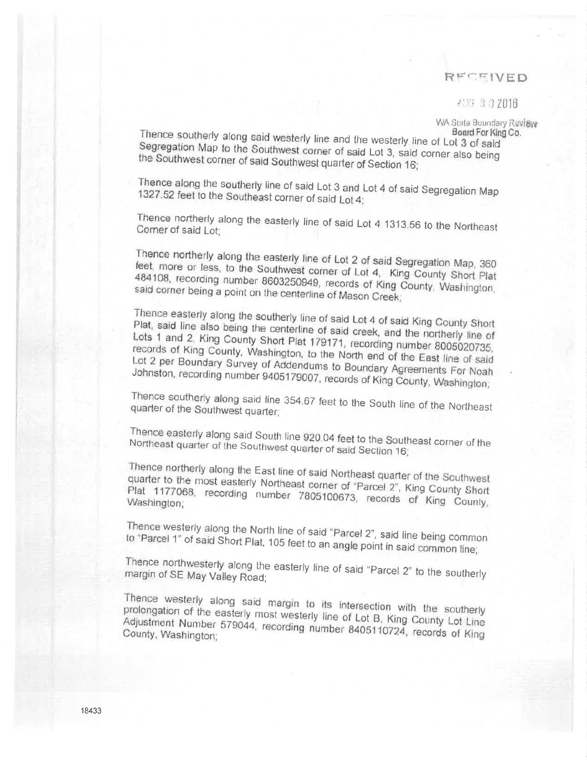RECEIVED

AUG 30 2016

WA State Boundary Review Board For King Co.

Thence southerly along said westerly line and the westerly line of Lot 3 of said Segregation Map to the Southwest corner of said Lot 3, said corner also being the Southwest corner of said Southwest quarter of Section 16;

Thence along the southerly line of said Lot 3 and Lot 4 of said Segregation Map 1327.52 feet to the Southeast corner of said Lot 4;

Thence northerly along the easterly line of said Lot 4 1313.56 to the Northeast Corner of said Lot;

Thence northerly along the easterly line of Lot 2 of said Segregation Map, 360 feet, more or less, to the Southwest corner of Lot 4, King County Short Plat 484108, recording number 8603250949, records of King County, Washington, said corner being a point on the centerline of Mason Creek;

Thence easterly along the southerly line of said Lot 4 of said King County Short Plat, said line also being the centerline of said creek, and the northerly line of Lots 1 and 2, King County Short Plat 179171, recording number 8005020735, records of King County, Washington, to the North end of the East line of said Lot 2 per Boundary Survey of Addendums to Boundary Agreements For Noah Johnston, recording number 9405179007, records of King County, Washington;

Thence southerly along said line 354.67 feet to the South line of the Northeast quarter of the Southwest quarter;

Thence easterly along said South line 920.04 feet to the Southeast corner of the Northeast quarter of the Southwest quarter of said Section 16;

Thence northerly along the East line of said Northeast quarter of the Southwest quarter to the most easterly Northeast corner of "Parcel 2", King County Short Plat 1177068, recording number 7805100673, records of King County, Washington;

Thence westerly along the North line of said "Parcel 2", said line being common to "Parcel 1" of said Short Plat, 105 feet to an angle point in said common line;

Thence northwesterly along the easterly line of said "Parcel 2" to the southerly margin of SE May Valley Road;

Thence westerly along said margin to its intersection with the southerly prolongation of the easterly most westerly line of Lot B, King County Lot Line Adjustment Number 579044, recording number 8405110724, records of King County, Washington;

18433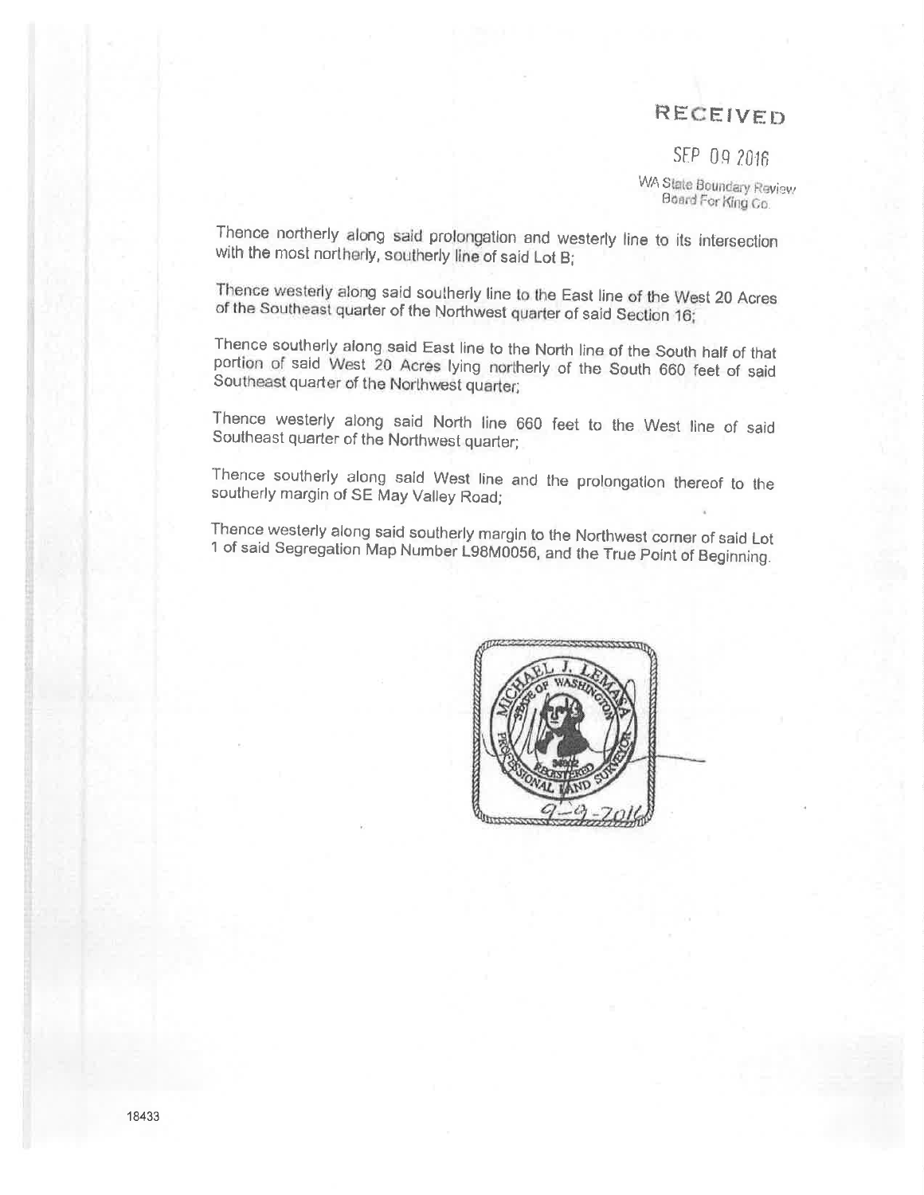RECEIVED

SEP 09 2016

WA State Boundary Review Board For King Co.

Thence northerly along said prolongation and westerly line to its intersection with the most northerly, southerly line of said Lot B;

Thence westerly along said southerly line to the East line of the West 20 Acres of the Southeast quarter of the Northwest quarter of said Section 16;

Thence southerly along said East line to the North line of the South half of that portion of said West 20 Acres lying northerly of the South 660 feet of said Southeast quarter of the Northwest quarter;

Thence westerly along said North line 660 feet to the West line of said Southeast quarter of the Northwest quarter;

Thence southerly along said West line and the prolongation thereof to the southerly margin of SE May Valley Road;

Thence westerly along said southerly margin to the Northwest corner of said Lot 1 of said Segregation Map Number L98M0056, and the True Point of Beginning.

MICHAEL J. LEMASA
STATE OF WASHINGTON
REGISTERED PROFESSIONAL LAND SURVEYOR
9-9-2016

18433